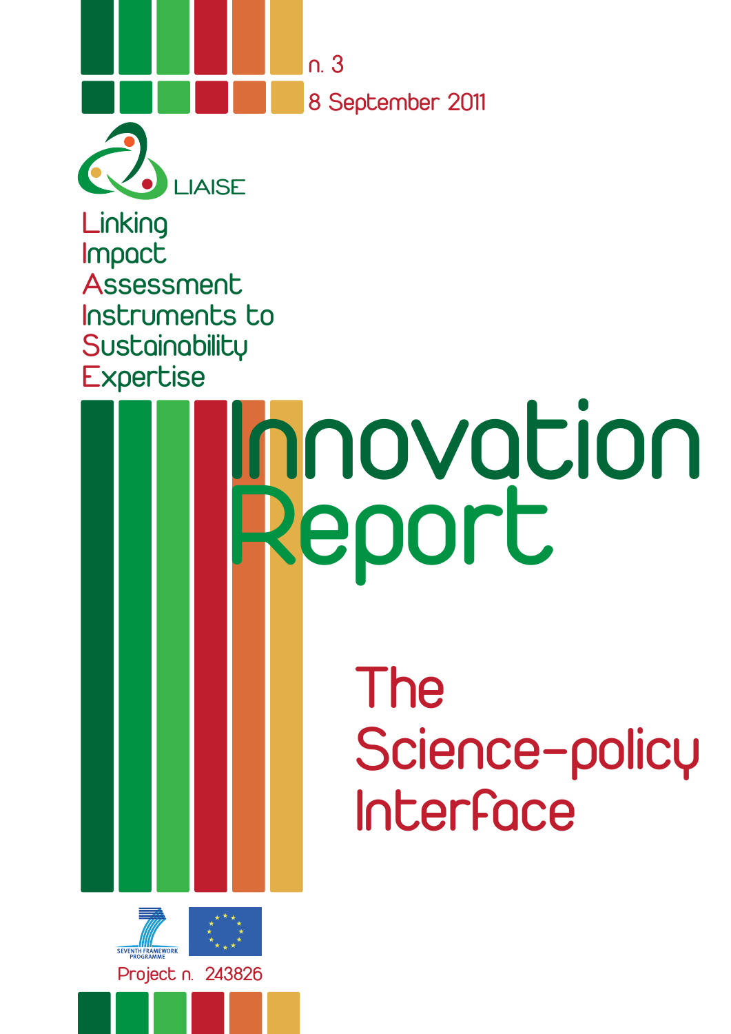n. 3

8 September 2011

LIAISE

Linking
Impact
Assessment
Instruments to
Sustainability
Expertise

# Innovation Report

## The Science-policy Interface

SEVENTH FRAMEWORK PROGRAMME

Project n. 243826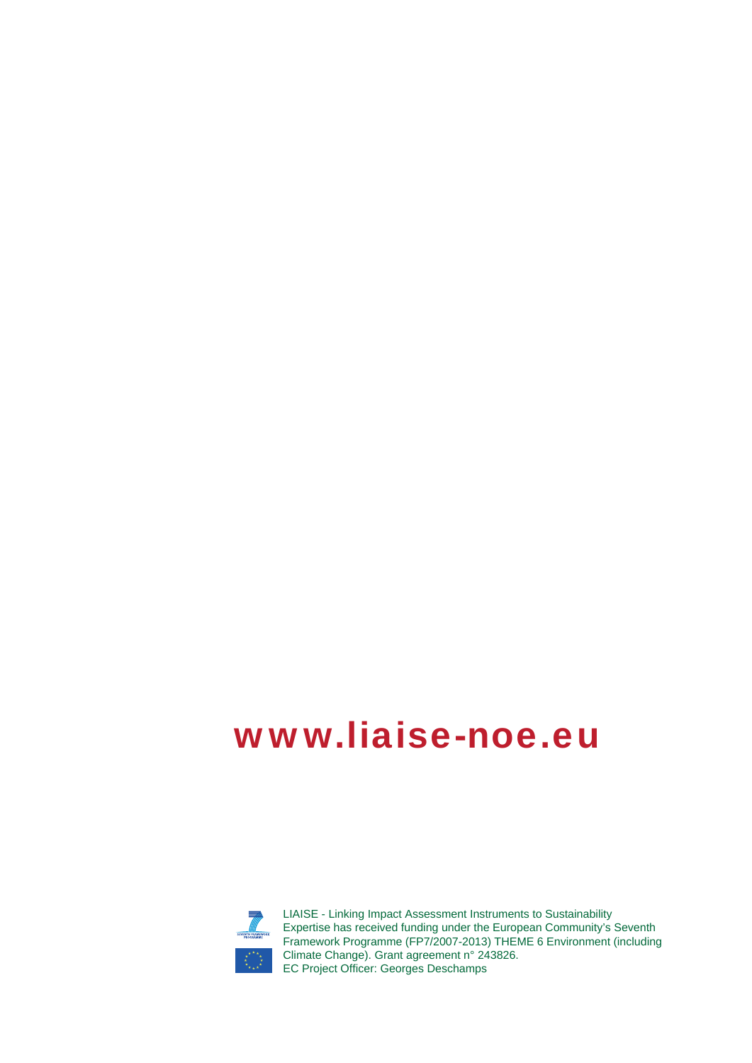**www.liaise-noe.eu**

LIAISE - Linking Impact Assessment Instruments to Sustainability Expertise has received funding under the European Community's Seventh Framework Programme (FP7/2007-2013) THEME 6 Environment (including Climate Change). Grant agreement n° 243826.
EC Project Officer: Georges Deschamps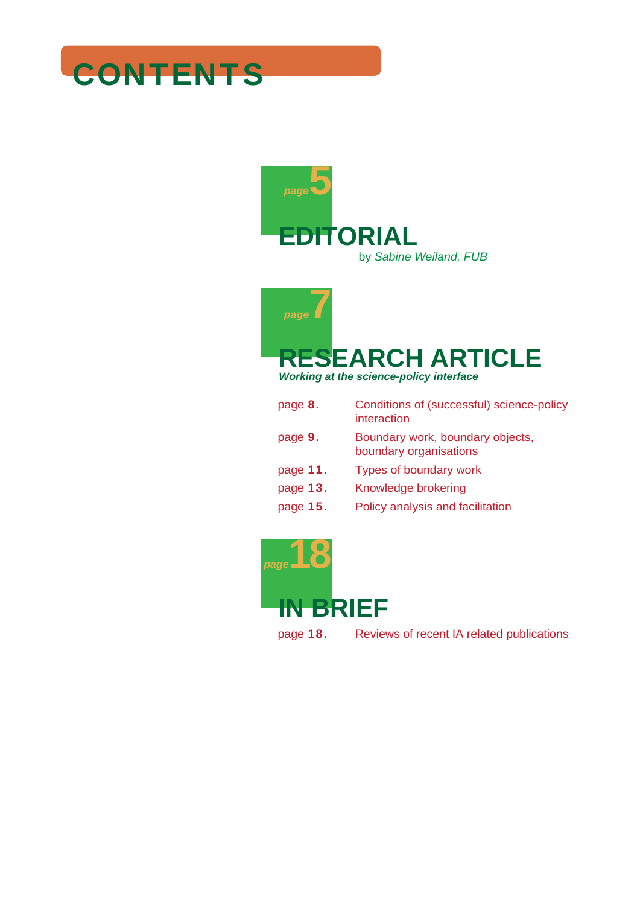# CONTENTS

page 5

## EDITORIAL

by *Sabine Weiland, FUB*

page 7

## RESEARCH ARTICLE

***Working at the science-policy interface***

| | |
|---|---|
| page **8.** | Conditions of (successful) science-policy interaction |
| page **9.** | Boundary work, boundary objects, boundary organisations |
| page **11.** | Types of boundary work |
| page **13.** | Knowledge brokering |
| page **15.** | Policy analysis and facilitation |

page 18

## IN BRIEF

| | |
|---|---|
| page **18.** | Reviews of recent IA related publications |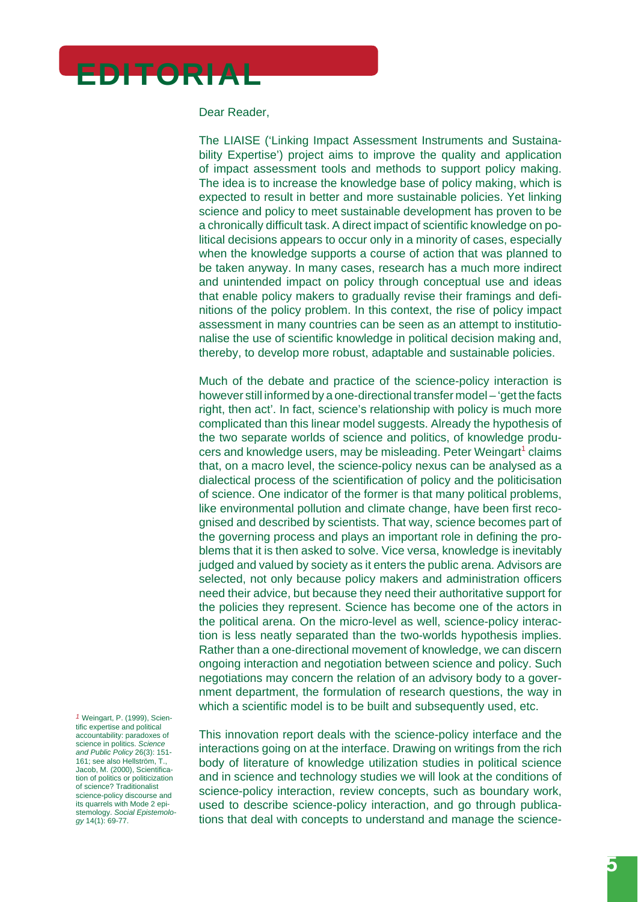# EDITORIAL

Dear Reader,

The LIAISE ('Linking Impact Assessment Instruments and Sustainability Expertise') project aims to improve the quality and application of impact assessment tools and methods to support policy making. The idea is to increase the knowledge base of policy making, which is expected to result in better and more sustainable policies. Yet linking science and policy to meet sustainable development has proven to be a chronically difficult task. A direct impact of scientific knowledge on political decisions appears to occur only in a minority of cases, especially when the knowledge supports a course of action that was planned to be taken anyway. In many cases, research has a much more indirect and unintended impact on policy through conceptual use and ideas that enable policy makers to gradually revise their framings and definitions of the policy problem. In this context, the rise of policy impact assessment in many countries can be seen as an attempt to institutionalise the use of scientific knowledge in political decision making and, thereby, to develop more robust, adaptable and sustainable policies.

Much of the debate and practice of the science-policy interaction is however still informed by a one-directional transfer model – 'get the facts right, then act'. In fact, science's relationship with policy is much more complicated than this linear model suggests. Already the hypothesis of the two separate worlds of science and politics, of knowledge producers and knowledge users, may be misleading. Peter Weingart[1] claims that, on a macro level, the science-policy nexus can be analysed as a dialectical process of the scientification of policy and the politicisation of science. One indicator of the former is that many political problems, like environmental pollution and climate change, have been first recognised and described by scientists. That way, science becomes part of the governing process and plays an important role in defining the problems that it is then asked to solve. Vice versa, knowledge is inevitably judged and valued by society as it enters the public arena. Advisors are selected, not only because policy makers and administration officers need their advice, but because they need their authoritative support for the policies they represent. Science has become one of the actors in the political arena. On the micro-level as well, science-policy interaction is less neatly separated than the two-worlds hypothesis implies. Rather than a one-directional movement of knowledge, we can discern ongoing interaction and negotiation between science and policy. Such negotiations may concern the relation of an advisory body to a government department, the formulation of research questions, the way in which a scientific model is to be built and subsequently used, etc.

This innovation report deals with the science-policy interface and the interactions going on at the interface. Drawing on writings from the rich body of literature of knowledge utilization studies in political science and in science and technology studies we will look at the conditions of science-policy interaction, review concepts, such as boundary work, used to describe science-policy interaction, and go through publications that deal with concepts to understand and manage the science-

[1] Weingart, P. (1999), Scientific expertise and political accountability: paradoxes of science in politics. *Science and Public Policy* 26(3): 151-161; see also Hellström, T., Jacob, M. (2000), Scientification of politics or politicization of science? Traditionalist science-policy discourse and its quarrels with Mode 2 epistemology. *Social Epistemology* 14(1): 69-77.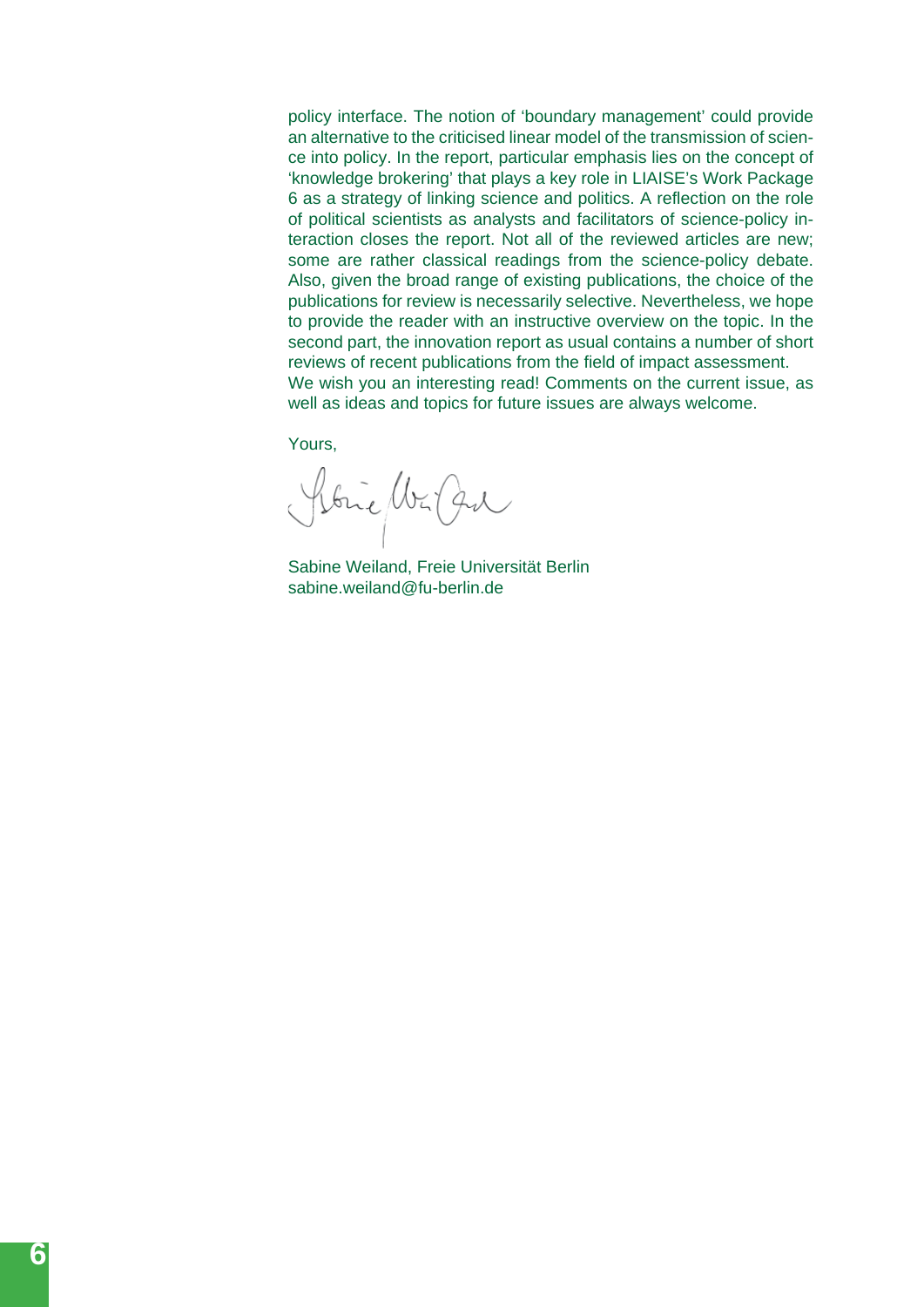policy interface. The notion of 'boundary management' could provide an alternative to the criticised linear model of the transmission of science into policy. In the report, particular emphasis lies on the concept of 'knowledge brokering' that plays a key role in LIAISE's Work Package 6 as a strategy of linking science and politics. A reflection on the role of political scientists as analysts and facilitators of science-policy interaction closes the report. Not all of the reviewed articles are new; some are rather classical readings from the science-policy debate. Also, given the broad range of existing publications, the choice of the publications for review is necessarily selective. Nevertheless, we hope to provide the reader with an instructive overview on the topic. In the second part, the innovation report as usual contains a number of short reviews of recent publications from the field of impact assessment.

We wish you an interesting read! Comments on the current issue, as well as ideas and topics for future issues are always welcome.

Yours,

Sabine Weiland, Freie Universität Berlin
sabine.weiland@fu-berlin.de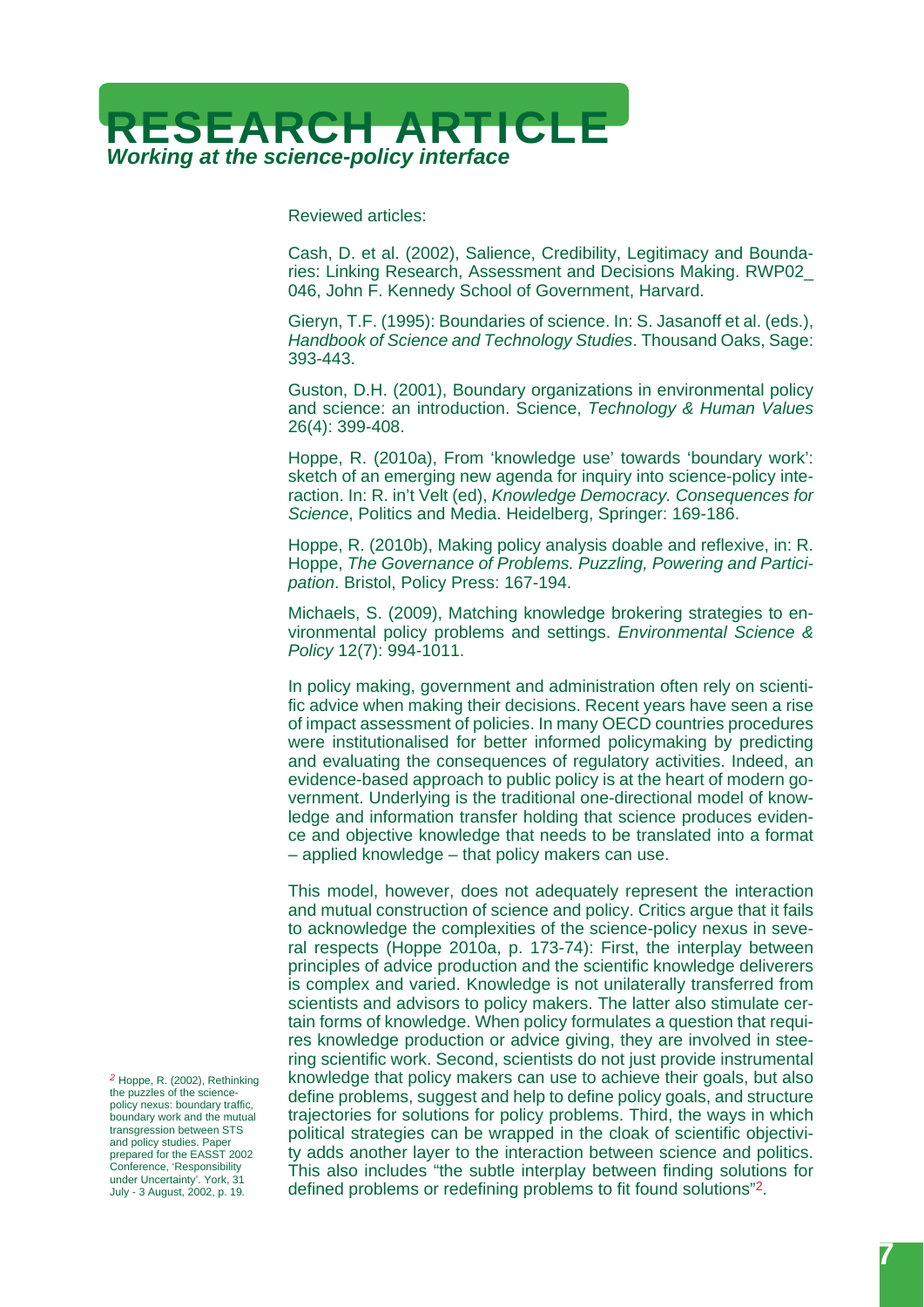# RESEARCH ARTICLE

***Working at the science-policy interface***

Reviewed articles:

Cash, D. et al. (2002), Salience, Credibility, Legitimacy and Boundaries: Linking Research, Assessment and Decisions Making. RWP02_ 046, John F. Kennedy School of Government, Harvard.

Gieryn, T.F. (1995): Boundaries of science. In: S. Jasanoff et al. (eds.), *Handbook of Science and Technology Studies*. Thousand Oaks, Sage: 393-443.

Guston, D.H. (2001), Boundary organizations in environmental policy and science: an introduction. Science, *Technology & Human Values* 26(4): 399-408.

Hoppe, R. (2010a), From 'knowledge use' towards 'boundary work': sketch of an emerging new agenda for inquiry into science-policy interaction. In: R. in't Velt (ed), *Knowledge Democracy. Consequences for Science*, Politics and Media. Heidelberg, Springer: 169-186.

Hoppe, R. (2010b), Making policy analysis doable and reflexive, in: R. Hoppe, *The Governance of Problems. Puzzling, Powering and Participation*. Bristol, Policy Press: 167-194.

Michaels, S. (2009), Matching knowledge brokering strategies to environmental policy problems and settings. *Environmental Science & Policy* 12(7): 994-1011.

In policy making, government and administration often rely on scientific advice when making their decisions. Recent years have seen a rise of impact assessment of policies. In many OECD countries procedures were institutionalised for better informed policymaking by predicting and evaluating the consequences of regulatory activities. Indeed, an evidence-based approach to public policy is at the heart of modern government. Underlying is the traditional one-directional model of knowledge and information transfer holding that science produces evidence and objective knowledge that needs to be translated into a format – applied knowledge – that policy makers can use.

This model, however, does not adequately represent the interaction and mutual construction of science and policy. Critics argue that it fails to acknowledge the complexities of the science-policy nexus in several respects (Hoppe 2010a, p. 173-74): First, the interplay between principles of advice production and the scientific knowledge deliverers is complex and varied. Knowledge is not unilaterally transferred from scientists and advisors to policy makers. The latter also stimulate certain forms of knowledge. When policy formulates a question that requires knowledge production or advice giving, they are involved in steering scientific work. Second, scientists do not just provide instrumental knowledge that policy makers can use to achieve their goals, but also define problems, suggest and help to define policy goals, and structure trajectories for solutions for policy problems. Third, the ways in which political strategies can be wrapped in the cloak of scientific objectivity add another layer to the interaction between science and politics. This also includes "the subtle interplay between finding solutions for defined problems or redefining problems to fit found solutions"[2].

[2] Hoppe, R. (2002), Rethinking the puzzles of the science-policy nexus: boundary traffic, boundary work and the mutual transgression between STS and policy studies. Paper prepared for the EASST 2002 Conference, 'Responsibility under Uncertainty'. York, 31 July - 3 August, 2002, p. 19.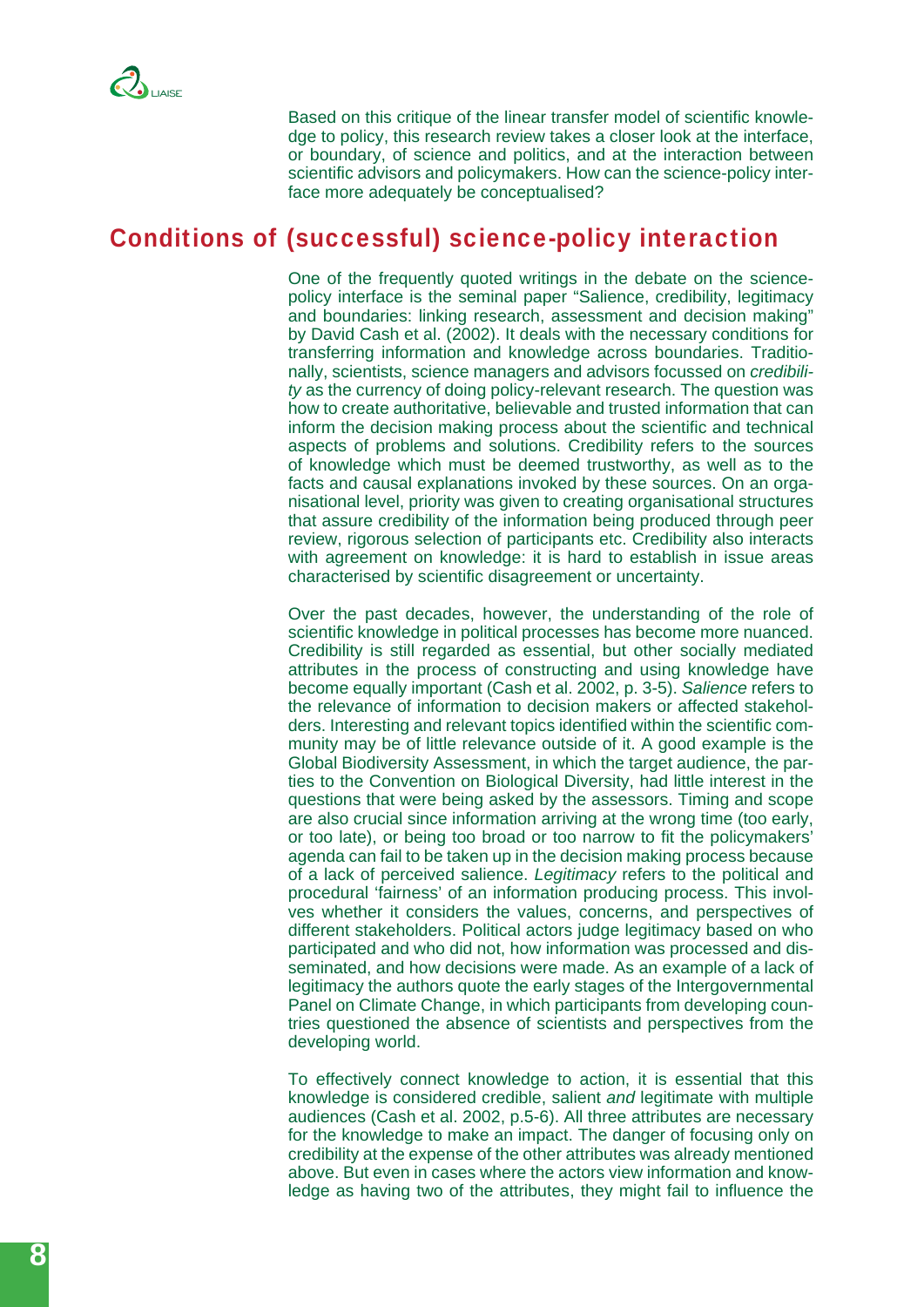Based on this critique of the linear transfer model of scientific knowledge to policy, this research review takes a closer look at the interface, or boundary, of science and politics, and at the interaction between scientific advisors and policymakers. How can the science-policy interface more adequately be conceptualised?

## Conditions of (successful) science-policy interaction

One of the frequently quoted writings in the debate on the science-policy interface is the seminal paper "Salience, credibility, legitimacy and boundaries: linking research, assessment and decision making" by David Cash et al. (2002). It deals with the necessary conditions for transferring information and knowledge across boundaries. Traditionally, scientists, science managers and advisors focussed on *credibility* as the currency of doing policy-relevant research. The question was how to create authoritative, believable and trusted information that can inform the decision making process about the scientific and technical aspects of problems and solutions. Credibility refers to the sources of knowledge which must be deemed trustworthy, as well as to the facts and causal explanations invoked by these sources. On an organisational level, priority was given to creating organisational structures that assure credibility of the information being produced through peer review, rigorous selection of participants etc. Credibility also interacts with agreement on knowledge: it is hard to establish in issue areas characterised by scientific disagreement or uncertainty.

Over the past decades, however, the understanding of the role of scientific knowledge in political processes has become more nuanced. Credibility is still regarded as essential, but other socially mediated attributes in the process of constructing and using knowledge have become equally important (Cash et al. 2002, p. 3-5). *Salience* refers to the relevance of information to decision makers or affected stakeholders. Interesting and relevant topics identified within the scientific community may be of little relevance outside of it. A good example is the Global Biodiversity Assessment, in which the target audience, the parties to the Convention on Biological Diversity, had little interest in the questions that were being asked by the assessors. Timing and scope are also crucial since information arriving at the wrong time (too early, or too late), or being too broad or too narrow to fit the policymakers' agenda can fail to be taken up in the decision making process because of a lack of perceived salience. *Legitimacy* refers to the political and procedural 'fairness' of an information producing process. This involves whether it considers the values, concerns, and perspectives of different stakeholders. Political actors judge legitimacy based on who participated and who did not, how information was processed and disseminated, and how decisions were made. As an example of a lack of legitimacy the authors quote the early stages of the Intergovernmental Panel on Climate Change, in which participants from developing countries questioned the absence of scientists and perspectives from the developing world.

To effectively connect knowledge to action, it is essential that this knowledge is considered credible, salient *and* legitimate with multiple audiences (Cash et al. 2002, p.5-6). All three attributes are necessary for the knowledge to make an impact. The danger of focusing only on credibility at the expense of the other attributes was already mentioned above. But even in cases where the actors view information and knowledge as having two of the attributes, they might fail to influence the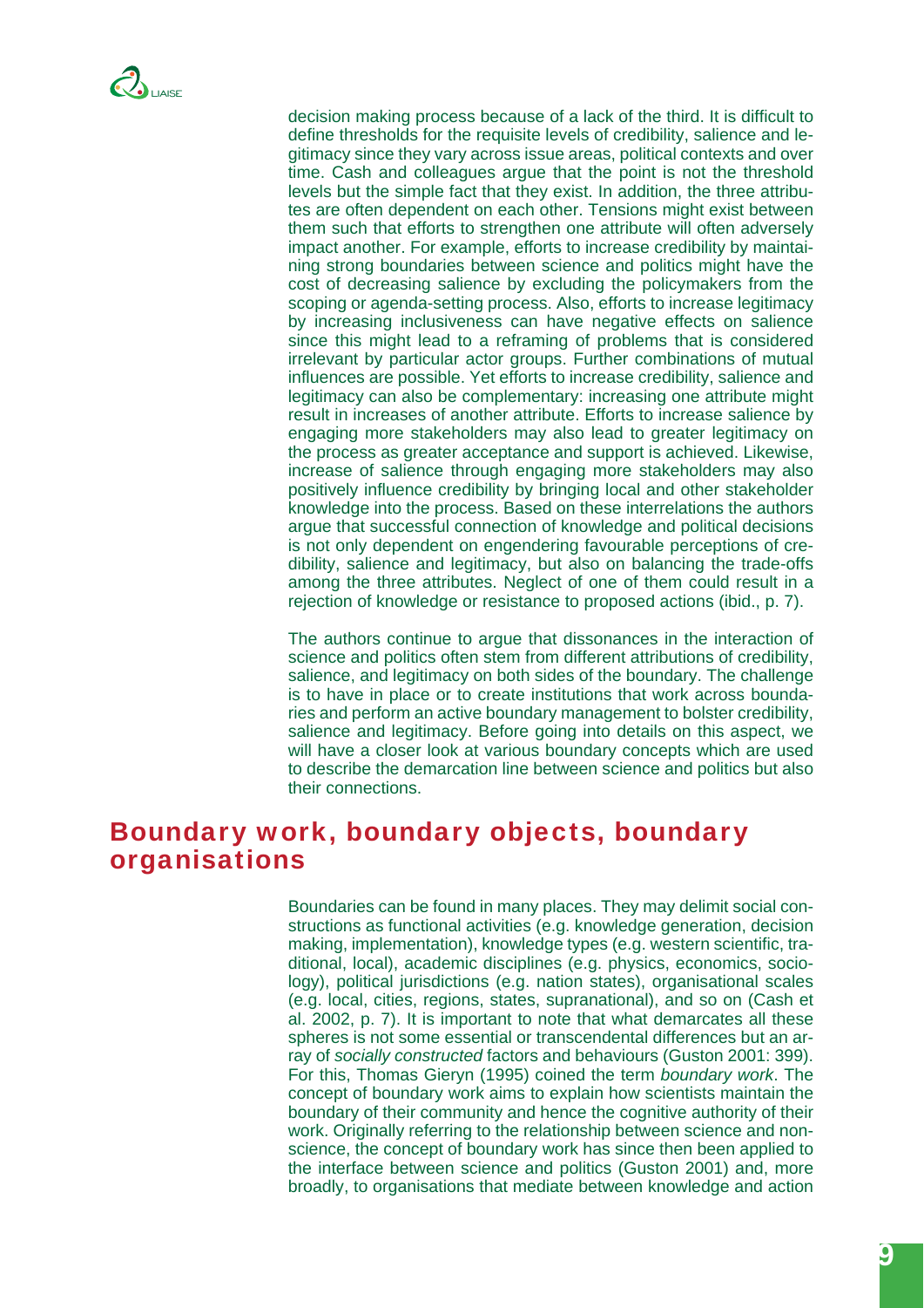decision making process because of a lack of the third. It is difficult to define thresholds for the requisite levels of credibility, salience and legitimacy since they vary across issue areas, political contexts and over time. Cash and colleagues argue that the point is not the threshold levels but the simple fact that they exist. In addition, the three attributes are often dependent on each other. Tensions might exist between them such that efforts to strengthen one attribute will often adversely impact another. For example, efforts to increase credibility by maintaining strong boundaries between science and politics might have the cost of decreasing salience by excluding the policymakers from the scoping or agenda-setting process. Also, efforts to increase legitimacy by increasing inclusiveness can have negative effects on salience since this might lead to a reframing of problems that is considered irrelevant by particular actor groups. Further combinations of mutual influences are possible. Yet efforts to increase credibility, salience and legitimacy can also be complementary: increasing one attribute might result in increases of another attribute. Efforts to increase salience by engaging more stakeholders may also lead to greater legitimacy on the process as greater acceptance and support is achieved. Likewise, increase of salience through engaging more stakeholders may also positively influence credibility by bringing local and other stakeholder knowledge into the process. Based on these interrelations the authors argue that successful connection of knowledge and political decisions is not only dependent on engendering favourable perceptions of credibility, salience and legitimacy, but also on balancing the trade-offs among the three attributes. Neglect of one of them could result in a rejection of knowledge or resistance to proposed actions (ibid., p. 7).

The authors continue to argue that dissonances in the interaction of science and politics often stem from different attributions of credibility, salience, and legitimacy on both sides of the boundary. The challenge is to have in place or to create institutions that work across boundaries and perform an active boundary management to bolster credibility, salience and legitimacy. Before going into details on this aspect, we will have a closer look at various boundary concepts which are used to describe the demarcation line between science and politics but also their connections.

## Boundary work, boundary objects, boundary organisations

Boundaries can be found in many places. They may delimit social constructions as functional activities (e.g. knowledge generation, decision making, implementation), knowledge types (e.g. western scientific, traditional, local), academic disciplines (e.g. physics, economics, sociology), political jurisdictions (e.g. nation states), organisational scales (e.g. local, cities, regions, states, supranational), and so on (Cash et al. 2002, p. 7). It is important to note that what demarcates all these spheres is not some essential or transcendental differences but an array of *socially constructed* factors and behaviours (Guston 2001: 399). For this, Thomas Gieryn (1995) coined the term *boundary work*. The concept of boundary work aims to explain how scientists maintain the boundary of their community and hence the cognitive authority of their work. Originally referring to the relationship between science and non-science, the concept of boundary work has since then been applied to the interface between science and politics (Guston 2001) and, more broadly, to organisations that mediate between knowledge and action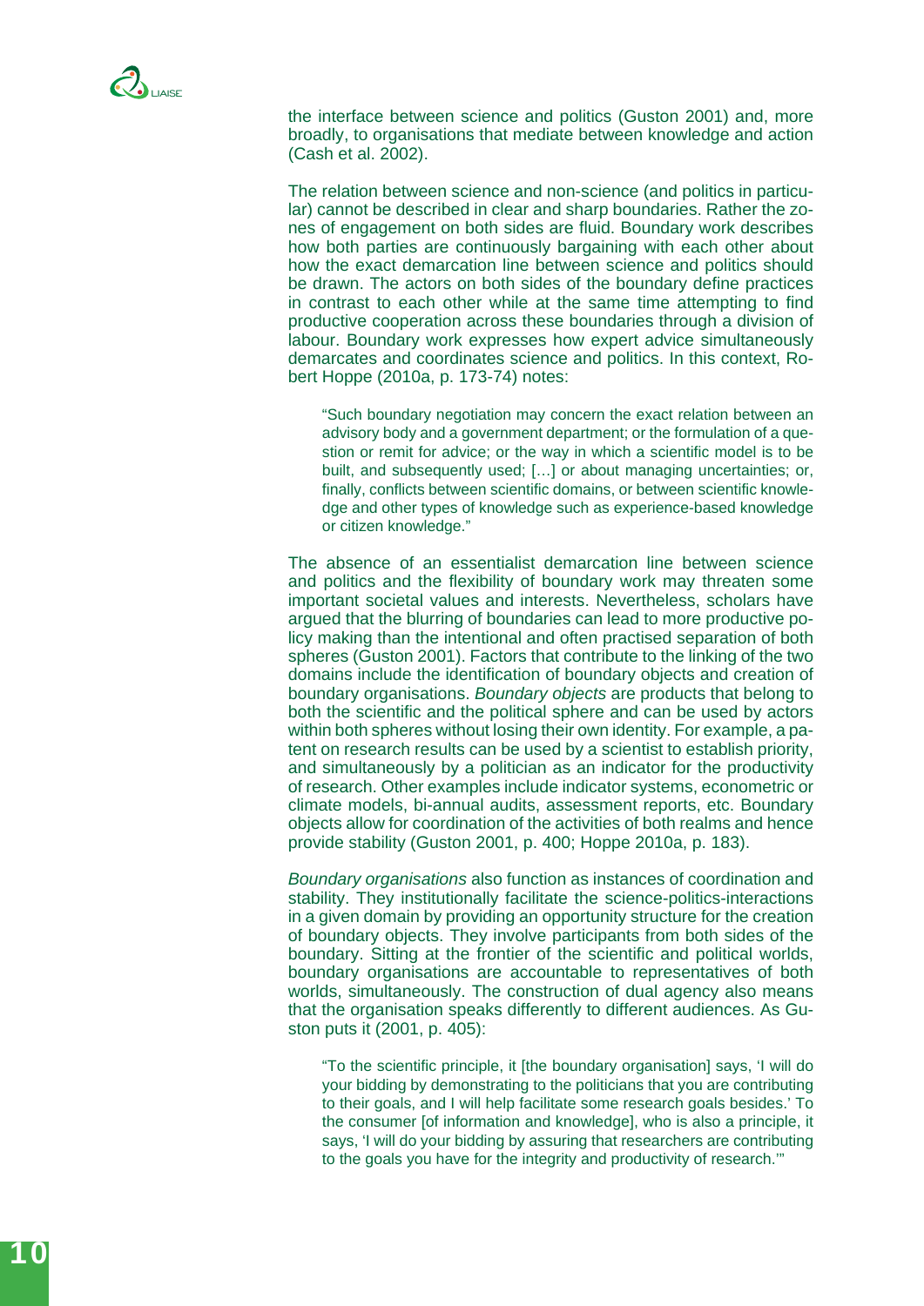the interface between science and politics (Guston 2001) and, more broadly, to organisations that mediate between knowledge and action (Cash et al. 2002).

The relation between science and non-science (and politics in particular) cannot be described in clear and sharp boundaries. Rather the zones of engagement on both sides are fluid. Boundary work describes how both parties are continuously bargaining with each other about how the exact demarcation line between science and politics should be drawn. The actors on both sides of the boundary define practices in contrast to each other while at the same time attempting to find productive cooperation across these boundaries through a division of labour. Boundary work expresses how expert advice simultaneously demarcates and coordinates science and politics. In this context, Robert Hoppe (2010a, p. 173-74) notes:

> "Such boundary negotiation may concern the exact relation between an advisory body and a government department; or the formulation of a question or remit for advice; or the way in which a scientific model is to be built, and subsequently used; […] or about managing uncertainties; or, finally, conflicts between scientific domains, or between scientific knowledge and other types of knowledge such as experience-based knowledge or citizen knowledge."

The absence of an essentialist demarcation line between science and politics and the flexibility of boundary work may threaten some important societal values and interests. Nevertheless, scholars have argued that the blurring of boundaries can lead to more productive policy making than the intentional and often practised separation of both spheres (Guston 2001). Factors that contribute to the linking of the two domains include the identification of boundary objects and creation of boundary organisations. *Boundary objects* are products that belong to both the scientific and the political sphere and can be used by actors within both spheres without losing their own identity. For example, a patent on research results can be used by a scientist to establish priority, and simultaneously by a politician as an indicator for the productivity of research. Other examples include indicator systems, econometric or climate models, bi-annual audits, assessment reports, etc. Boundary objects allow for coordination of the activities of both realms and hence provide stability (Guston 2001, p. 400; Hoppe 2010a, p. 183).

*Boundary organisations* also function as instances of coordination and stability. They institutionally facilitate the science-politics-interactions in a given domain by providing an opportunity structure for the creation of boundary objects. They involve participants from both sides of the boundary. Sitting at the frontier of the scientific and political worlds, boundary organisations are accountable to representatives of both worlds, simultaneously. The construction of dual agency also means that the organisation speaks differently to different audiences. As Guston puts it (2001, p. 405):

> "To the scientific principle, it [the boundary organisation] says, 'I will do your bidding by demonstrating to the politicians that you are contributing to their goals, and I will help facilitate some research goals besides.' To the consumer [of information and knowledge], who is also a principle, it says, 'I will do your bidding by assuring that researchers are contributing to the goals you have for the integrity and productivity of research.'"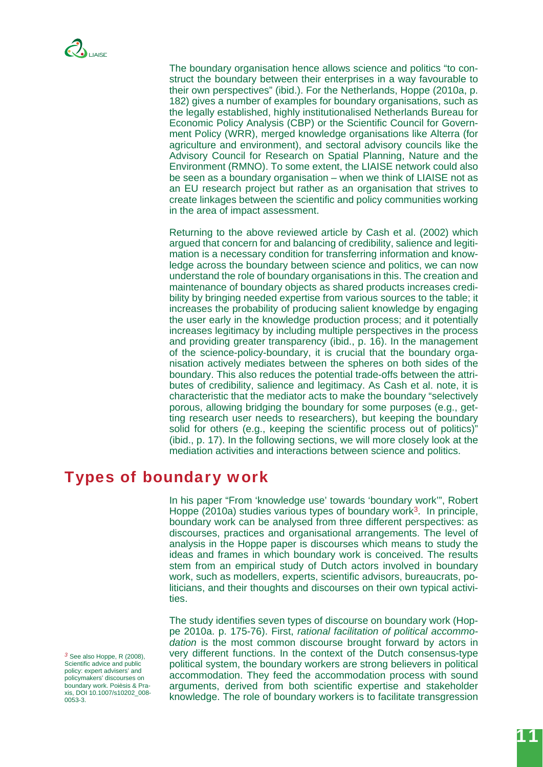The boundary organisation hence allows science and politics "to construct the boundary between their enterprises in a way favourable to their own perspectives" (ibid.). For the Netherlands, Hoppe (2010a, p. 182) gives a number of examples for boundary organisations, such as the legally established, highly institutionalised Netherlands Bureau for Economic Policy Analysis (CBP) or the Scientific Council for Government Policy (WRR), merged knowledge organisations like Alterra (for agriculture and environment), and sectoral advisory councils like the Advisory Council for Research on Spatial Planning, Nature and the Environment (RMNO). To some extent, the LIAISE network could also be seen as a boundary organisation – when we think of LIAISE not as an EU research project but rather as an organisation that strives to create linkages between the scientific and policy communities working in the area of impact assessment.

Returning to the above reviewed article by Cash et al. (2002) which argued that concern for and balancing of credibility, salience and legitimation is a necessary condition for transferring information and knowledge across the boundary between science and politics, we can now understand the role of boundary organisations in this. The creation and maintenance of boundary objects as shared products increases credibility by bringing needed expertise from various sources to the table; it increases the probability of producing salient knowledge by engaging the user early in the knowledge production process; and it potentially increases legitimacy by including multiple perspectives in the process and providing greater transparency (ibid., p. 16). In the management of the science-policy-boundary, it is crucial that the boundary organisation actively mediates between the spheres on both sides of the boundary. This also reduces the potential trade-offs between the attributes of credibility, salience and legitimacy. As Cash et al. note, it is characteristic that the mediator acts to make the boundary "selectively porous, allowing bridging the boundary for some purposes (e.g., getting research user needs to researchers), but keeping the boundary solid for others (e.g., keeping the scientific process out of politics)" (ibid., p. 17). In the following sections, we will more closely look at the mediation activities and interactions between science and politics.

## Types of boundary work

In his paper "From 'knowledge use' towards 'boundary work'", Robert Hoppe (2010a) studies various types of boundary work[3]. In principle, boundary work can be analysed from three different perspectives: as discourses, practices and organisational arrangements. The level of analysis in the Hoppe paper is discourses which means to study the ideas and frames in which boundary work is conceived. The results stem from an empirical study of Dutch actors involved in boundary work, such as modellers, experts, scientific advisors, bureaucrats, politicians, and their thoughts and discourses on their own typical activities.

The study identifies seven types of discourse on boundary work (Hoppe 2010a. p. 175-76). First, *rational facilitation of political accommodation* is the most common discourse brought forward by actors in very different functions. In the context of the Dutch consensus-type political system, the boundary workers are strong believers in political accommodation. They feed the accommodation process with sound arguments, derived from both scientific expertise and stakeholder knowledge. The role of boundary workers is to facilitate transgression

[3] See also Hoppe, R (2008), Scientific advice and public policy: expert advisers' and policymakers' discourses on boundary work. Poièsis & Praxis, DOI 10.1007/s10202_008-0053-3.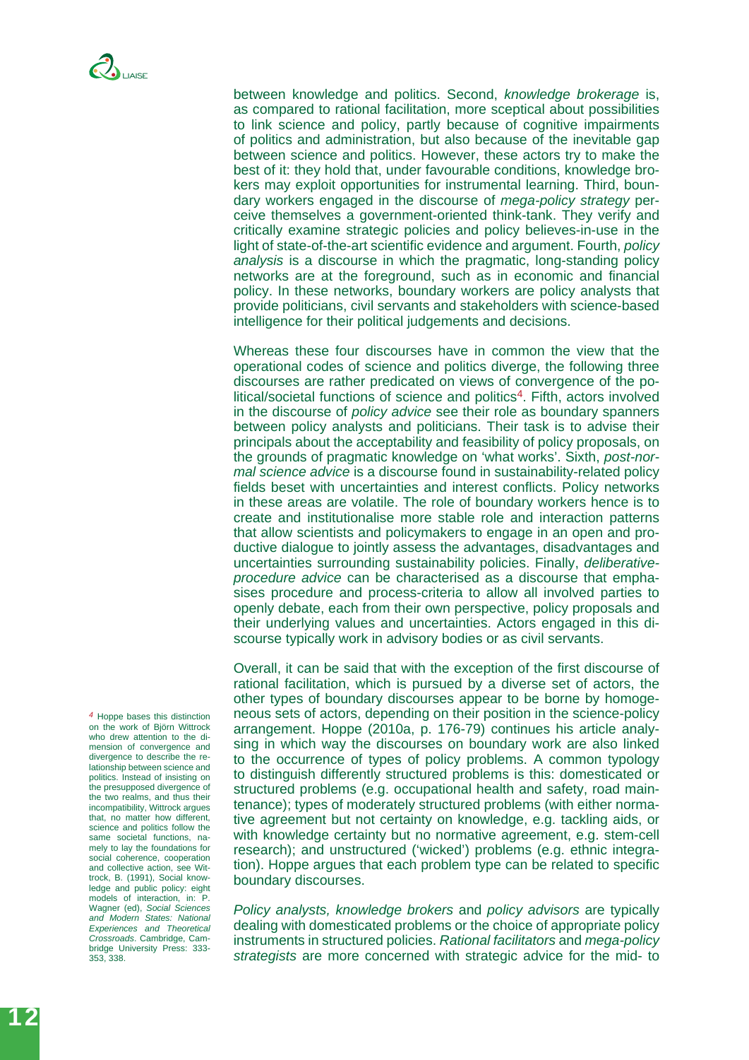between knowledge and politics. Second, *knowledge brokerage* is, as compared to rational facilitation, more sceptical about possibilities to link science and policy, partly because of cognitive impairments of politics and administration, but also because of the inevitable gap between science and politics. However, these actors try to make the best of it: they hold that, under favourable conditions, knowledge brokers may exploit opportunities for instrumental learning. Third, boundary workers engaged in the discourse of *mega-policy strategy* perceive themselves a government-oriented think-tank. They verify and critically examine strategic policies and policy believes-in-use in the light of state-of-the-art scientific evidence and argument. Fourth, *policy analysis* is a discourse in which the pragmatic, long-standing policy networks are at the foreground, such as in economic and financial policy. In these networks, boundary workers are policy analysts that provide politicians, civil servants and stakeholders with science-based intelligence for their political judgements and decisions.

Whereas these four discourses have in common the view that the operational codes of science and politics diverge, the following three discourses are rather predicated on views of convergence of the political/societal functions of science and politics[4]. Fifth, actors involved in the discourse of *policy advice* see their role as boundary spanners between policy analysts and politicians. Their task is to advise their principals about the acceptability and feasibility of policy proposals, on the grounds of pragmatic knowledge on 'what works'. Sixth, *post-normal science advice* is a discourse found in sustainability-related policy fields beset with uncertainties and interest conflicts. Policy networks in these areas are volatile. The role of boundary workers hence is to create and institutionalise more stable role and interaction patterns that allow scientists and policymakers to engage in an open and productive dialogue to jointly assess the advantages, disadvantages and uncertainties surrounding sustainability policies. Finally, *deliberative-procedure advice* can be characterised as a discourse that emphasises procedure and process-criteria to allow all involved parties to openly debate, each from their own perspective, policy proposals and their underlying values and uncertainties. Actors engaged in this discourse typically work in advisory bodies or as civil servants.

Overall, it can be said that with the exception of the first discourse of rational facilitation, which is pursued by a diverse set of actors, the other types of boundary discourses appear to be borne by homogeneous sets of actors, depending on their position in the science-policy arrangement. Hoppe (2010a, p. 176-79) continues his article analysing in which way the discourses on boundary work are also linked to the occurrence of types of policy problems. A common typology to distinguish differently structured problems is this: domesticated or structured problems (e.g. occupational health and safety, road maintenance); types of moderately structured problems (with either normative agreement but not certainty on knowledge, e.g. tackling aids, or with knowledge certainty but no normative agreement, e.g. stem-cell research); and unstructured ('wicked') problems (e.g. ethnic integration). Hoppe argues that each problem type can be related to specific boundary discourses.

*Policy analysts, knowledge brokers* and *policy advisors* are typically dealing with domesticated problems or the choice of appropriate policy instruments in structured policies. *Rational facilitators* and *mega-policy strategists* are more concerned with strategic advice for the mid- to

[4] Hoppe bases this distinction on the work of Björn Wittrock who drew attention to the dimension of convergence and divergence to describe the relationship between science and politics. Instead of insisting on the presupposed divergence of the two realms, and thus their incompatibility, Wittrock argues that, no matter how different, science and politics follow the same societal functions, namely to lay the foundations for social coherence, cooperation and collective action, see Wittrock, B. (1991), Social knowledge and public policy: eight models of interaction, in: P. Wagner (ed), *Social Sciences and Modern States: National Experiences and Theoretical Crossroads*. Cambridge, Cambridge University Press: 333-353, 338.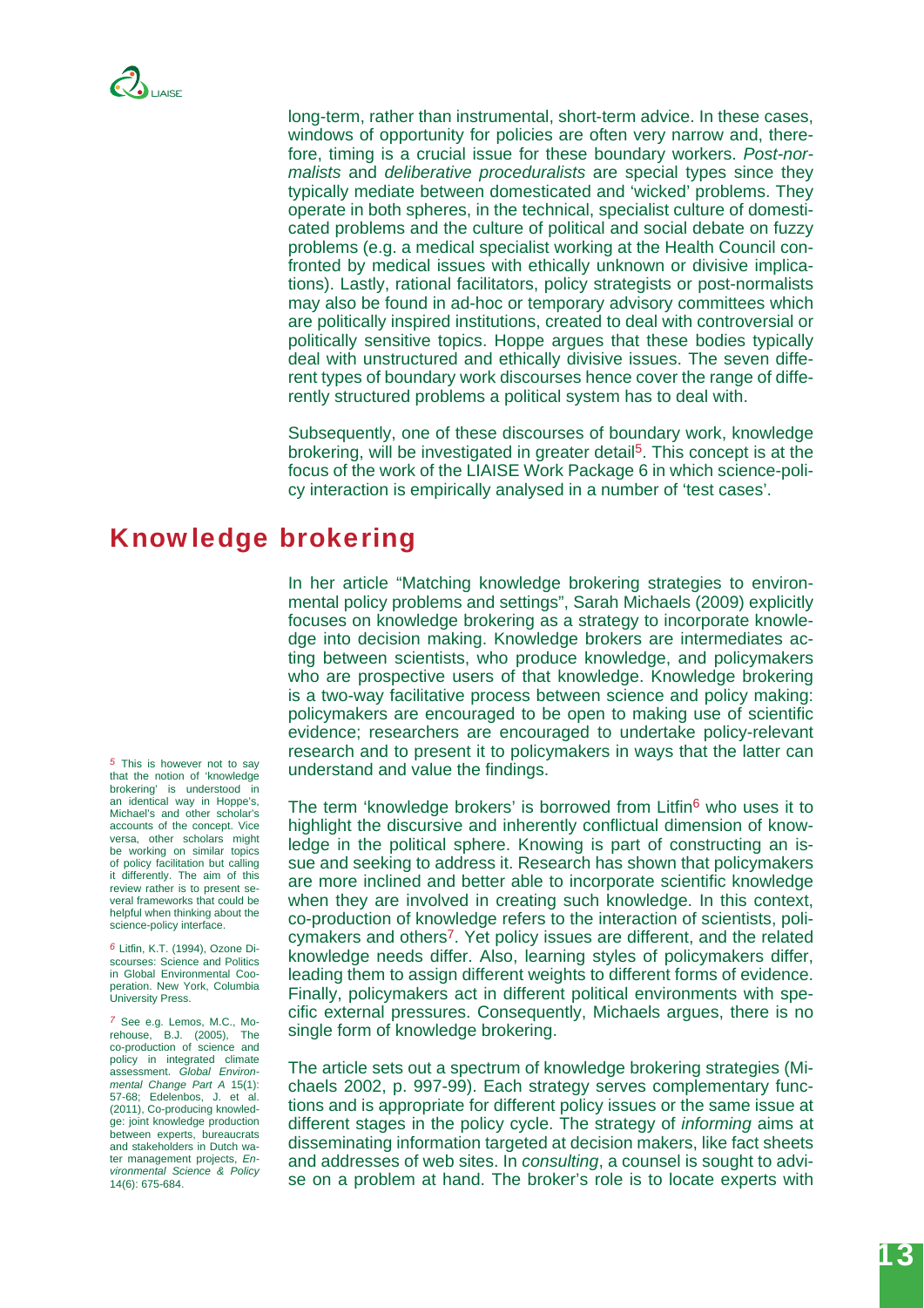long-term, rather than instrumental, short-term advice. In these cases, windows of opportunity for policies are often very narrow and, therefore, timing is a crucial issue for these boundary workers. *Post-normalists* and *deliberative proceduralists* are special types since they typically mediate between domesticated and 'wicked' problems. They operate in both spheres, in the technical, specialist culture of domesticated problems and the culture of political and social debate on fuzzy problems (e.g. a medical specialist working at the Health Council confronted by medical issues with ethically unknown or divisive implications). Lastly, rational facilitators, policy strategists or post-normalists may also be found in ad-hoc or temporary advisory committees which are politically inspired institutions, created to deal with controversial or politically sensitive topics. Hoppe argues that these bodies typically deal with unstructured and ethically divisive issues. The seven different types of boundary work discourses hence cover the range of differently structured problems a political system has to deal with.

Subsequently, one of these discourses of boundary work, knowledge brokering, will be investigated in greater detail[5]. This concept is at the focus of the work of the LIAISE Work Package 6 in which science-policy interaction is empirically analysed in a number of 'test cases'.

## Knowledge brokering

In her article "Matching knowledge brokering strategies to environmental policy problems and settings", Sarah Michaels (2009) explicitly focuses on knowledge brokering as a strategy to incorporate knowledge into decision making. Knowledge brokers are intermediates acting between scientists, who produce knowledge, and policymakers who are prospective users of that knowledge. Knowledge brokering is a two-way facilitative process between science and policy making: policymakers are encouraged to be open to making use of scientific evidence; researchers are encouraged to undertake policy-relevant research and to present it to policymakers in ways that the latter can understand and value the findings.

The term 'knowledge brokers' is borrowed from Litfin[6] who uses it to highlight the discursive and inherently conflictual dimension of knowledge in the political sphere. Knowing is part of constructing an issue and seeking to address it. Research has shown that policymakers are more inclined and better able to incorporate scientific knowledge when they are involved in creating such knowledge. In this context, co-production of knowledge refers to the interaction of scientists, policymakers and others[7]. Yet policy issues are different, and the related knowledge needs differ. Also, learning styles of policymakers differ, leading them to assign different weights to different forms of evidence. Finally, policymakers act in different political environments with specific external pressures. Consequently, Michaels argues, there is no single form of knowledge brokering.

The article sets out a spectrum of knowledge brokering strategies (Michaels 2002, p. 997-99). Each strategy serves complementary functions and is appropriate for different policy issues or the same issue at different stages in the policy cycle. The strategy of *informing* aims at disseminating information targeted at decision makers, like fact sheets and addresses of web sites. In *consulting*, a counsel is sought to advise on a problem at hand. The broker's role is to locate experts with

---

[5] This is however not to say that the notion of 'knowledge brokering' is understood in an identical way in Hoppe's, Michael's and other scholar's accounts of the concept. Vice versa, other scholars might be working on similar topics of policy facilitation but calling it differently. The aim of this review rather is to present several frameworks that could be helpful when thinking about the science-policy interface.

[6] Litfin, K.T. (1994), Ozone Discourses: Science and Politics in Global Environmental Cooperation. New York, Columbia University Press.

[7] See e.g. Lemos, M.C., Morehouse, B.J. (2005), The co-production of science and policy in integrated climate assessment. *Global Environmental Change Part A* 15(1): 57-68; Edelenbos, J. et al. (2011), Co-producing knowledge: joint knowledge production between experts, bureaucrats and stakeholders in Dutch water management projects, *Environmental Science & Policy* 14(6): 675-684.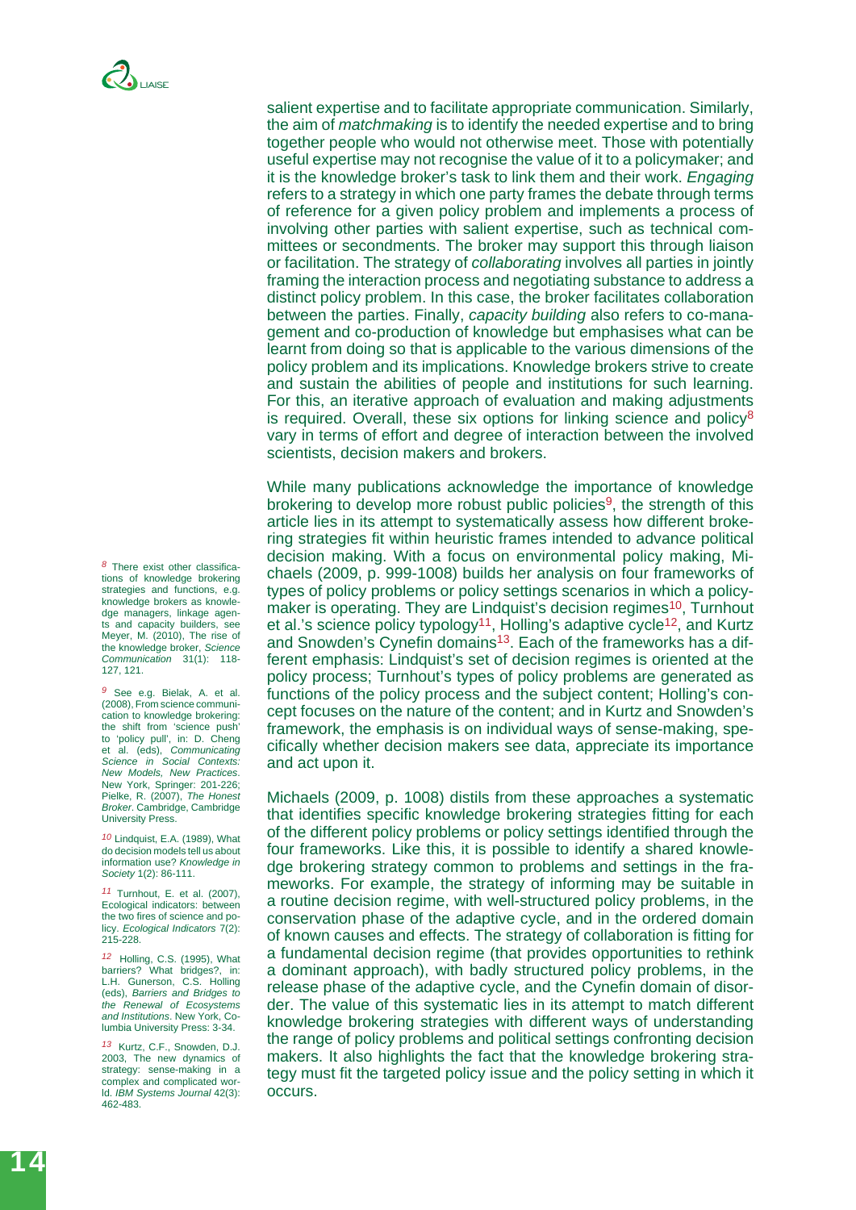salient expertise and to facilitate appropriate communication. Similarly, the aim of *matchmaking* is to identify the needed expertise and to bring together people who would not otherwise meet. Those with potentially useful expertise may not recognise the value of it to a policymaker; and it is the knowledge broker's task to link them and their work. *Engaging* refers to a strategy in which one party frames the debate through terms of reference for a given policy problem and implements a process of involving other parties with salient expertise, such as technical committees or secondments. The broker may support this through liaison or facilitation. The strategy of *collaborating* involves all parties in jointly framing the interaction process and negotiating substance to address a distinct policy problem. In this case, the broker facilitates collaboration between the parties. Finally, *capacity building* also refers to co-management and co-production of knowledge but emphasises what can be learnt from doing so that is applicable to the various dimensions of the policy problem and its implications. Knowledge brokers strive to create and sustain the abilities of people and institutions for such learning. For this, an iterative approach of evaluation and making adjustments is required. Overall, these six options for linking science and policy[8] vary in terms of effort and degree of interaction between the involved scientists, decision makers and brokers.

While many publications acknowledge the importance of knowledge brokering to develop more robust public policies[9], the strength of this article lies in its attempt to systematically assess how different brokering strategies fit within heuristic frames intended to advance political decision making. With a focus on environmental policy making, Michaels (2009, p. 999-1008) builds her analysis on four frameworks of types of policy problems or policy settings scenarios in which a policymaker is operating. They are Lindquist's decision regimes[10], Turnhout et al.'s science policy typology[11], Holling's adaptive cycle[12], and Kurtz and Snowden's Cynefin domains[13]. Each of the frameworks has a different emphasis: Lindquist's set of decision regimes is oriented at the policy process; Turnhout's types of policy problems are generated as functions of the policy process and the subject content; Holling's concept focuses on the nature of the content; and in Kurtz and Snowden's framework, the emphasis is on individual ways of sense-making, specifically whether decision makers see data, appreciate its importance and act upon it.

Michaels (2009, p. 1008) distils from these approaches a systematic that identifies specific knowledge brokering strategies fitting for each of the different policy problems or policy settings identified through the four frameworks. Like this, it is possible to identify a shared knowledge brokering strategy common to problems and settings in the frameworks. For example, the strategy of informing may be suitable in a routine decision regime, with well-structured policy problems, in the conservation phase of the adaptive cycle, and in the ordered domain of known causes and effects. The strategy of collaboration is fitting for a fundamental decision regime (that provides opportunities to rethink a dominant approach), with badly structured policy problems, in the release phase of the adaptive cycle, and the Cynefin domain of disorder. The value of this systematic lies in its attempt to match different knowledge brokering strategies with different ways of understanding the range of policy problems and political settings confronting decision makers. It also highlights the fact that the knowledge brokering strategy must fit the targeted policy issue and the policy setting in which it occurs.

---

[8] There exist other classifications of knowledge brokering strategies and functions, e.g. knowledge brokers as knowledge managers, linkage agents and capacity builders, see Meyer, M. (2010), The rise of the knowledge broker, *Science Communication* 31(1): 118-127, 121.

[9] See e.g. Bielak, A. et al. (2008), From science communication to knowledge brokering: the shift from 'science push' to 'policy pull', in: D. Cheng et al. (eds), *Communicating Science in Social Contexts: New Models, New Practices*. New York, Springer: 201-226; Pielke, R. (2007), *The Honest Broker*. Cambridge, Cambridge University Press.

[10] Lindquist, E.A. (1989), What do decision models tell us about information use? *Knowledge in Society* 1(2): 86-111.

[11] Turnhout, E. et al. (2007), Ecological indicators: between the two fires of science and policy. *Ecological Indicators* 7(2): 215-228.

[12] Holling, C.S. (1995), What barriers? What bridges?, in: L.H. Gunerson, C.S. Holling (eds), *Barriers and Bridges to the Renewal of Ecosystems and Institutions*. New York, Columbia University Press: 3-34.

[13] Kurtz, C.F., Snowden, D.J. 2003, The new dynamics of strategy: sense-making in a complex and complicated world. *IBM Systems Journal* 42(3): 462-483.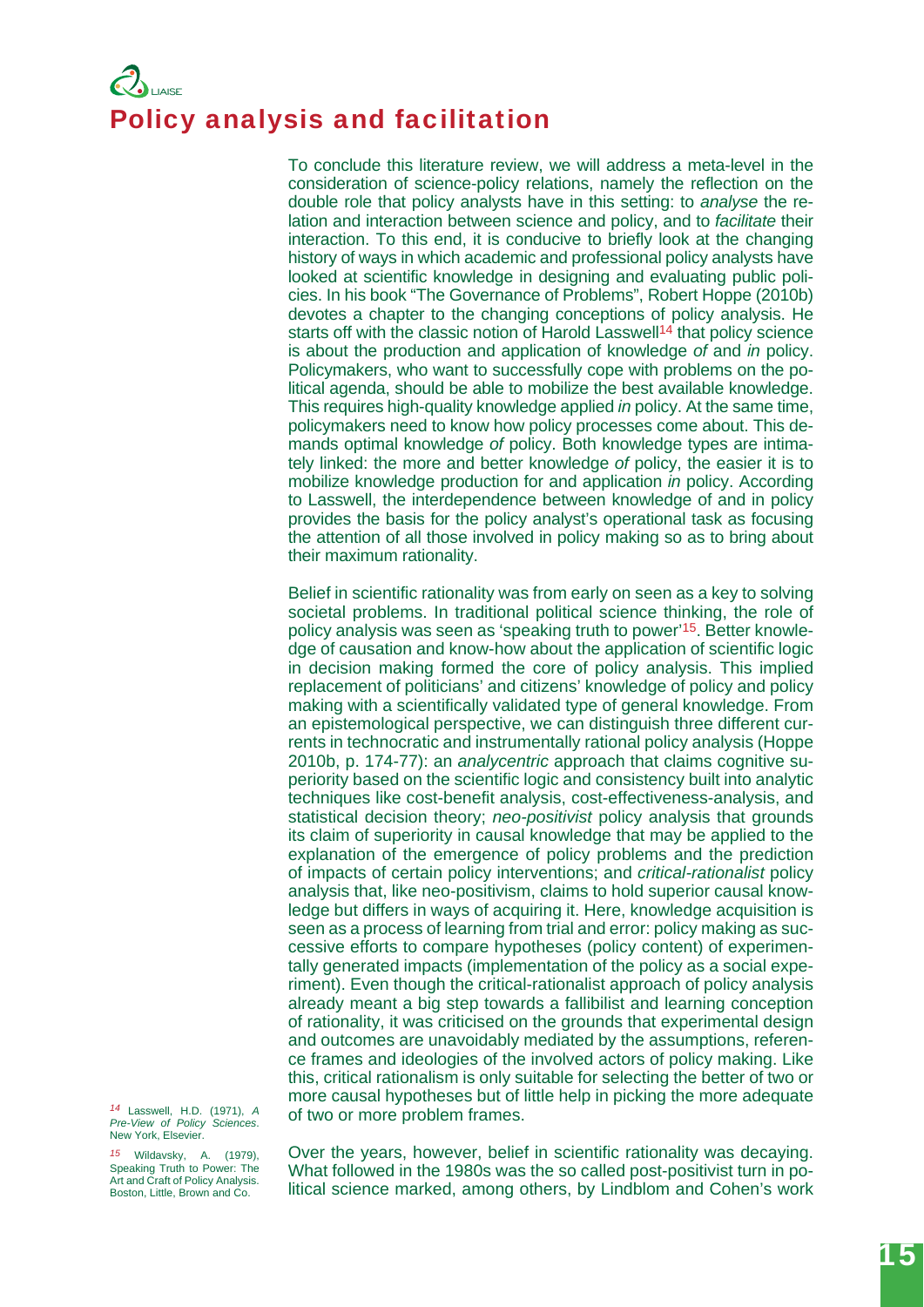# Policy analysis and facilitation

To conclude this literature review, we will address a meta-level in the consideration of science-policy relations, namely the reflection on the double role that policy analysis have in this setting: to *analyse* the relation and interaction between science and policy, and to *facilitate* their interaction. To this end, it is conducive to briefly look at the changing history of ways in which academic and professional policy analysts have looked at scientific knowledge in designing and evaluating public policies. In his book "The Governance of Problems", Robert Hoppe (2010b) devotes a chapter to the changing conceptions of policy analysis. He starts off with the classic notion of Harold Lasswell[14] that policy science is about the production and application of knowledge *of* and *in* policy. Policymakers, who want to successfully cope with problems on the political agenda, should be able to mobilize the best available knowledge. This requires high-quality knowledge applied *in* policy. At the same time, policymakers need to know how policy processes come about. This demands optimal knowledge *of* policy. Both knowledge types are intimately linked: the more and better knowledge *of* policy, the easier it is to mobilize knowledge production for and application *in* policy. According to Lasswell, the interdependence between knowledge of and in policy provides the basis for the policy analyst's operational task as focusing the attention of all those involved in policy making so as to bring about their maximum rationality.

Belief in scientific rationality was from early on seen as a key to solving societal problems. In traditional political science thinking, the role of policy analysis was seen as 'speaking truth to power'[15]. Better knowledge of causation and know-how about the application of scientific logic in decision making formed the core of policy analysis. This implied replacement of politicians' and citizens' knowledge of policy and policy making with a scientifically validated type of general knowledge. From an epistemological perspective, we can distinguish three different currents in technocratic and instrumentally rational policy analysis (Hoppe 2010b, p. 174-77): an *analycentric* approach that claims cognitive superiority based on the scientific logic and consistency built into analytic techniques like cost-benefit analysis, cost-effectiveness-analysis, and statistical decision theory; *neo-positivist* policy analysis that grounds its claim of superiority in causal knowledge that may be applied to the explanation of the emergence of policy problems and the prediction of impacts of certain policy interventions; and *critical-rationalist* policy analysis that, like neo-positivism, claims to hold superior causal knowledge but differs in ways of acquiring it. Here, knowledge acquisition is seen as a process of learning from trial and error: policy making as successive efforts to compare hypotheses (policy content) of experimentally generated impacts (implementation of the policy as a social experiment). Even though the critical-rationalist approach of policy analysis already meant a big step towards a fallibilist and learning conception of rationality, it was criticised on the grounds that experimental design and outcomes are unavoidably mediated by the assumptions, reference frames and ideologies of the involved actors of policy making. Like this, critical rationalism is only suitable for selecting the better of two or more causal hypotheses but of little help in picking the more adequate of two or more problem frames.

Over the years, however, belief in scientific rationality was decaying. What followed in the 1980s was the so called post-positivist turn in political science marked, among others, by Lindblom and Cohen's work

[14] Lasswell, H.D. (1971), *A Pre-View of Policy Sciences*. New York, Elsevier.

[15] Wildavsky, A. (1979), Speaking Truth to Power: The Art and Craft of Policy Analysis. Boston, Little, Brown and Co.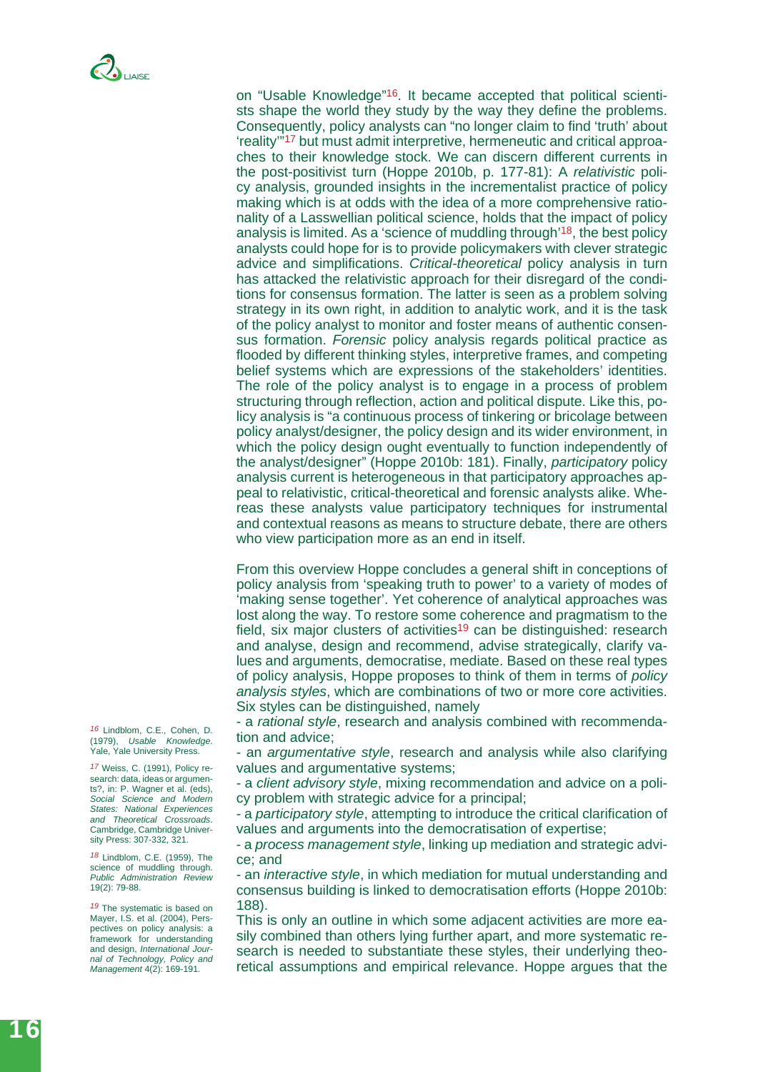on "Usable Knowledge"[16]. It became accepted that political scientists shape the world they study by the way they define the problems. Consequently, policy analysts can "no longer claim to find 'truth' about 'reality'"[17] but must admit interpretive, hermeneutic and critical approaches to their knowledge stock. We can discern different currents in the post-positivist turn (Hoppe 2010b, p. 177-81): A *relativistic* policy analysis, grounded insights in the incrementalist practice of policy making which is at odds with the idea of a more comprehensive rationality of a Lasswellian political science, holds that the impact of policy analysis is limited. As a 'science of muddling through'[18], the best policy analysts could hope for is to provide policymakers with clever strategic advice and simplifications. *Critical-theoretical* policy analysis in turn has attacked the relativistic approach for their disregard of the conditions for consensus formation. The latter is seen as a problem solving strategy in its own right, in addition to analytic work, and it is the task of the policy analyst to monitor and foster means of authentic consensus formation. *Forensic* policy analysis regards political practice as flooded by different thinking styles, interpretive frames, and competing belief systems which are expressions of the stakeholders' identities. The role of the policy analyst is to engage in a process of problem structuring through reflection, action and political dispute. Like this, policy analysis is "a continuous process of tinkering or bricolage between policy analyst/designer, the policy design and its wider environment, in which the policy design ought eventually to function independently of the analyst/designer" (Hoppe 2010b: 181). Finally, *participatory* policy analysis current is heterogeneous in that participatory approaches appeal to relativistic, critical-theoretical and forensic analysts alike. Whereas these analysts value participatory techniques for instrumental and contextual reasons as means to structure debate, there are others who view participation more as an end in itself.

From this overview Hoppe concludes a general shift in conceptions of policy analysis from 'speaking truth to power' to a variety of modes of 'making sense together'. Yet coherence of analytical approaches was lost along the way. To restore some coherence and pragmatism to the field, six major clusters of activities[19] can be distinguished: research and analyse, design and recommend, advise strategically, clarify values and arguments, democratise, mediate. Based on these real types of policy analysis, Hoppe proposes to think of them in terms of *policy analysis styles*, which are combinations of two or more core activities. Six styles can be distinguished, namely

- a *rational style*, research and analysis combined with recommendation and advice;
- an *argumentative style*, research and analysis while also clarifying values and argumentative systems;
- a *client advisory style*, mixing recommendation and advice on a policy problem with strategic advice for a principal;
- a *participatory style*, attempting to introduce the critical clarification of values and arguments into the democratisation of expertise;
- a *process management style*, linking up mediation and strategic advice; and
- an *interactive style*, in which mediation for mutual understanding and consensus building is linked to democratisation efforts (Hoppe 2010b: 188).

This is only an outline in which some adjacent activities are more easily combined than others lying further apart, and more systematic research is needed to substantiate these styles, their underlying theoretical assumptions and empirical relevance. Hoppe argues that the

---

[16] Lindblom, C.E., Cohen, D. (1979), *Usable Knowledge*. Yale, Yale University Press.

[17] Weiss, C. (1991), Policy research: data, ideas or arguments?, in: P. Wagner et al. (eds), *Social Science and Modern States: National Experiences and Theoretical Crossroads*. Cambridge, Cambridge University Press: 307-332, 321.

[18] Lindblom, C.E. (1959), The science of muddling through. *Public Administration Review* 19(2): 79-88.

[19] The systematic is based on Mayer, I.S. et al. (2004), Perspectives on policy analysis: a framework for understanding and design, *International Journal of Technology, Policy and Management* 4(2): 169-191.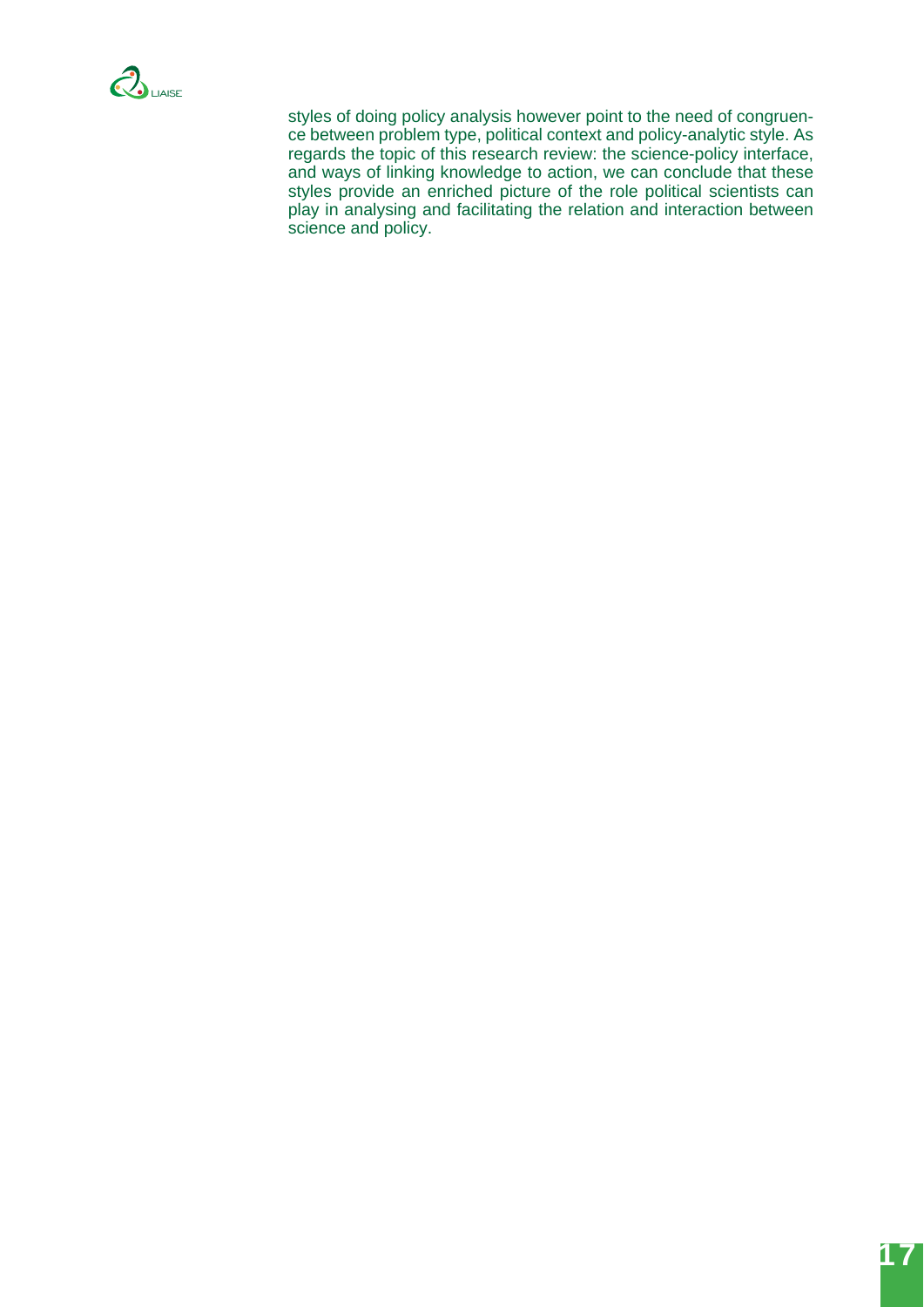styles of doing policy analysis however point to the need of congruence between problem type, political context and policy-analytic style. As regards the topic of this research review: the science-policy interface, and ways of linking knowledge to action, we can conclude that these styles provide an enriched picture of the role political scientists can play in analysing and facilitating the relation and interaction between science and policy.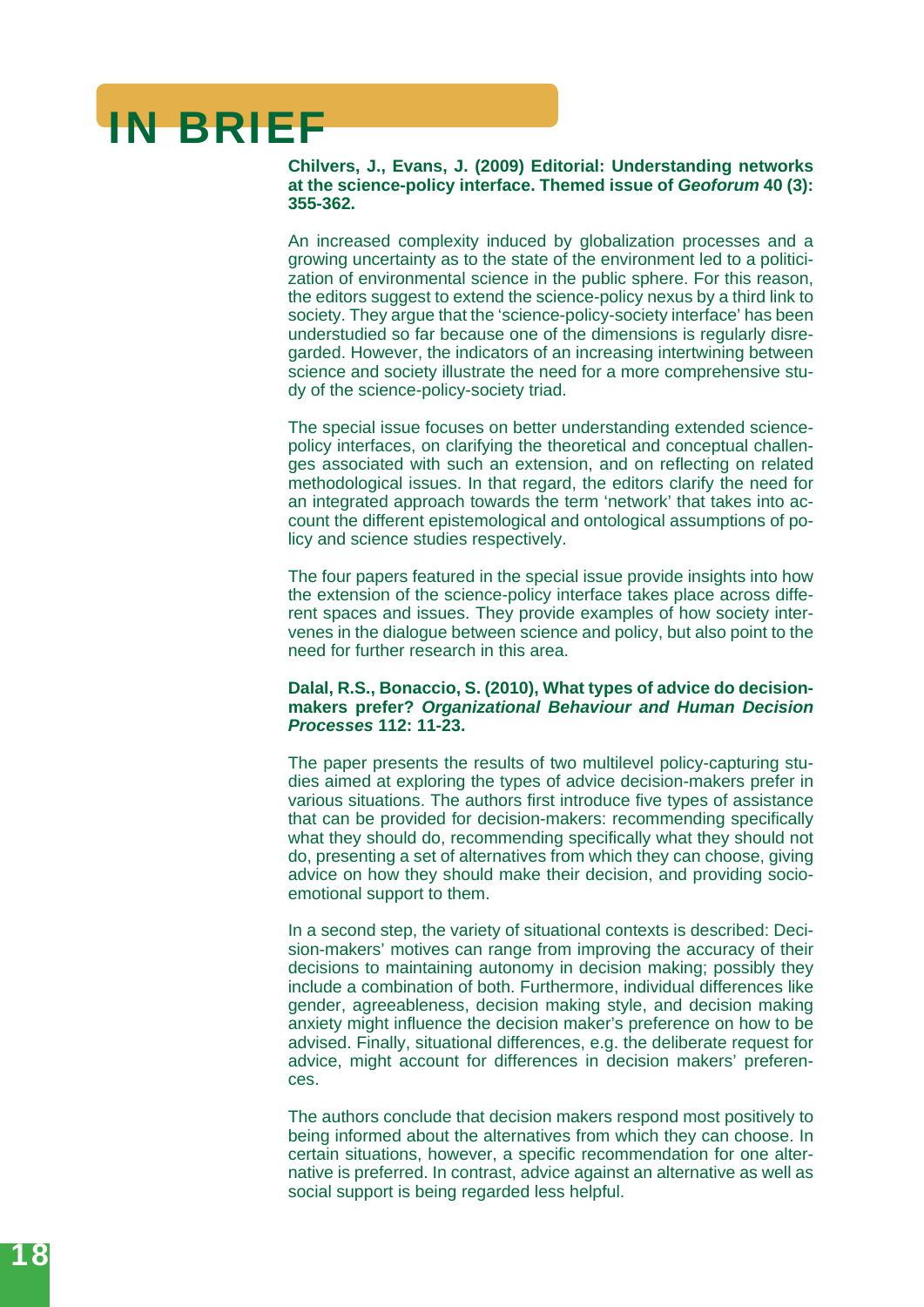# IN BRIEF

**Chilvers, J., Evans, J. (2009) Editorial: Understanding networks at the science-policy interface. Themed issue of *Geoforum* 40 (3): 355-362.**

An increased complexity induced by globalization processes and a growing uncertainty as to the state of the environment led to a politicization of environmental science in the public sphere. For this reason, the editors suggest to extend the science-policy nexus by a third link to society. They argue that the 'science-policy-society interface' has been understudied so far because one of the dimensions is regularly disregarded. However, the indicators of an increasing intertwining between science and society illustrate the need for a more comprehensive study of the science-policy-society triad.

The special issue focuses on better understanding extended science-policy interfaces, on clarifying the theoretical and conceptual challenges associated with such an extension, and on reflecting on related methodological issues. In that regard, the editors clarify the need for an integrated approach towards the term 'network' that takes into account the different epistemological and ontological assumptions of policy and science studies respectively.

The four papers featured in the special issue provide insights into how the extension of the science-policy interface takes place across different spaces and issues. They provide examples of how society intervenes in the dialogue between science and policy, but also point to the need for further research in this area.

**Dalal, R.S., Bonaccio, S. (2010), What types of advice do decision-makers prefer? *Organizational Behaviour and Human Decision Processes* 112: 11-23.**

The paper presents the results of two multilevel policy-capturing studies aimed at exploring the types of advice decision-makers prefer in various situations. The authors first introduce five types of assistance that can be provided for decision-makers: recommending specifically what they should do, recommending specifically what they should not do, presenting a set of alternatives from which they can choose, giving advice on how they should make their decision, and providing socio-emotional support to them.

In a second step, the variety of situational contexts is described: Decision-makers' motives can range from improving the accuracy of their decisions to maintaining autonomy in decision making; possibly they include a combination of both. Furthermore, individual differences like gender, agreeableness, decision making style, and decision making anxiety might influence the decision maker's preference on how to be advised. Finally, situational differences, e.g. the deliberate request for advice, might account for differences in decision makers' preferences.

The authors conclude that decision makers respond most positively to being informed about the alternatives from which they can choose. In certain situations, however, a specific recommendation for one alternative is preferred. In contrast, advice against an alternative as well as social support is being regarded less helpful.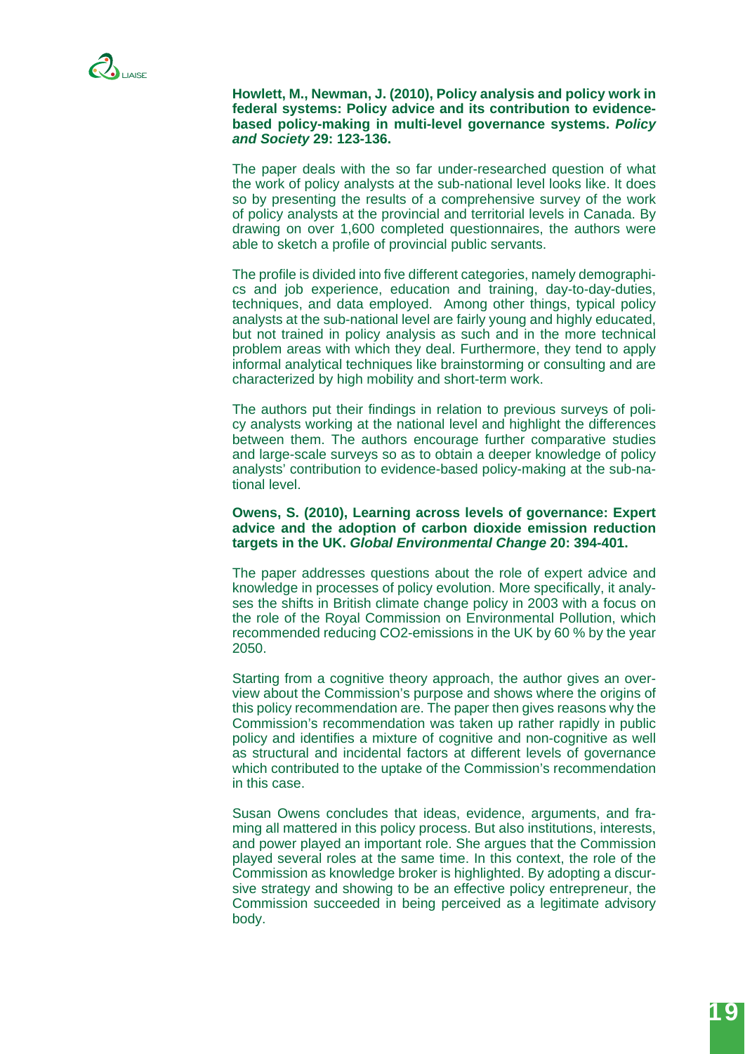**Howlett, M., Newman, J. (2010), Policy analysis and policy work in federal systems: Policy advice and its contribution to evidence-based policy-making in multi-level governance systems. *Policy and Society* 29: 123-136.**

The paper deals with the so far under-researched question of what the work of policy analysts at the sub-national level looks like. It does so by presenting the results of a comprehensive survey of the work of policy analysts at the provincial and territorial levels in Canada. By drawing on over 1,600 completed questionnaires, the authors were able to sketch a profile of provincial public servants.

The profile is divided into five different categories, namely demographics and job experience, education and training, day-to-day-duties, techniques, and data employed. Among other things, typical policy analysts at the sub-national level are fairly young and highly educated, but not trained in policy analysis as such and in the more technical problem areas with which they deal. Furthermore, they tend to apply informal analytical techniques like brainstorming or consulting and are characterized by high mobility and short-term work.

The authors put their findings in relation to previous surveys of policy analysts working at the national level and highlight the differences between them. The authors encourage further comparative studies and large-scale surveys so as to obtain a deeper knowledge of policy analysts' contribution to evidence-based policy-making at the sub-national level.

**Owens, S. (2010), Learning across levels of governance: Expert advice and the adoption of carbon dioxide emission reduction targets in the UK. *Global Environmental Change* 20: 394-401.**

The paper addresses questions about the role of expert advice and knowledge in processes of policy evolution. More specifically, it analyses the shifts in British climate change policy in 2003 with a focus on the role of the Royal Commission on Environmental Pollution, which recommended reducing CO2-emissions in the UK by 60 % by the year 2050.

Starting from a cognitive theory approach, the author gives an overview about the Commission's purpose and shows where the origins of this policy recommendation are. The paper then gives reasons why the Commission's recommendation was taken up rather rapidly in public policy and identifies a mixture of cognitive and non-cognitive as well as structural and incidental factors at different levels of governance which contributed to the uptake of the Commission's recommendation in this case.

Susan Owens concludes that ideas, evidence, arguments, and framing all mattered in this policy process. But also institutions, interests, and power played an important role. She argues that the Commission played several roles at the same time. In this context, the role of the Commission as knowledge broker is highlighted. By adopting a discursive strategy and showing to be an effective policy entrepreneur, the Commission succeeded in being perceived as a legitimate advisory body.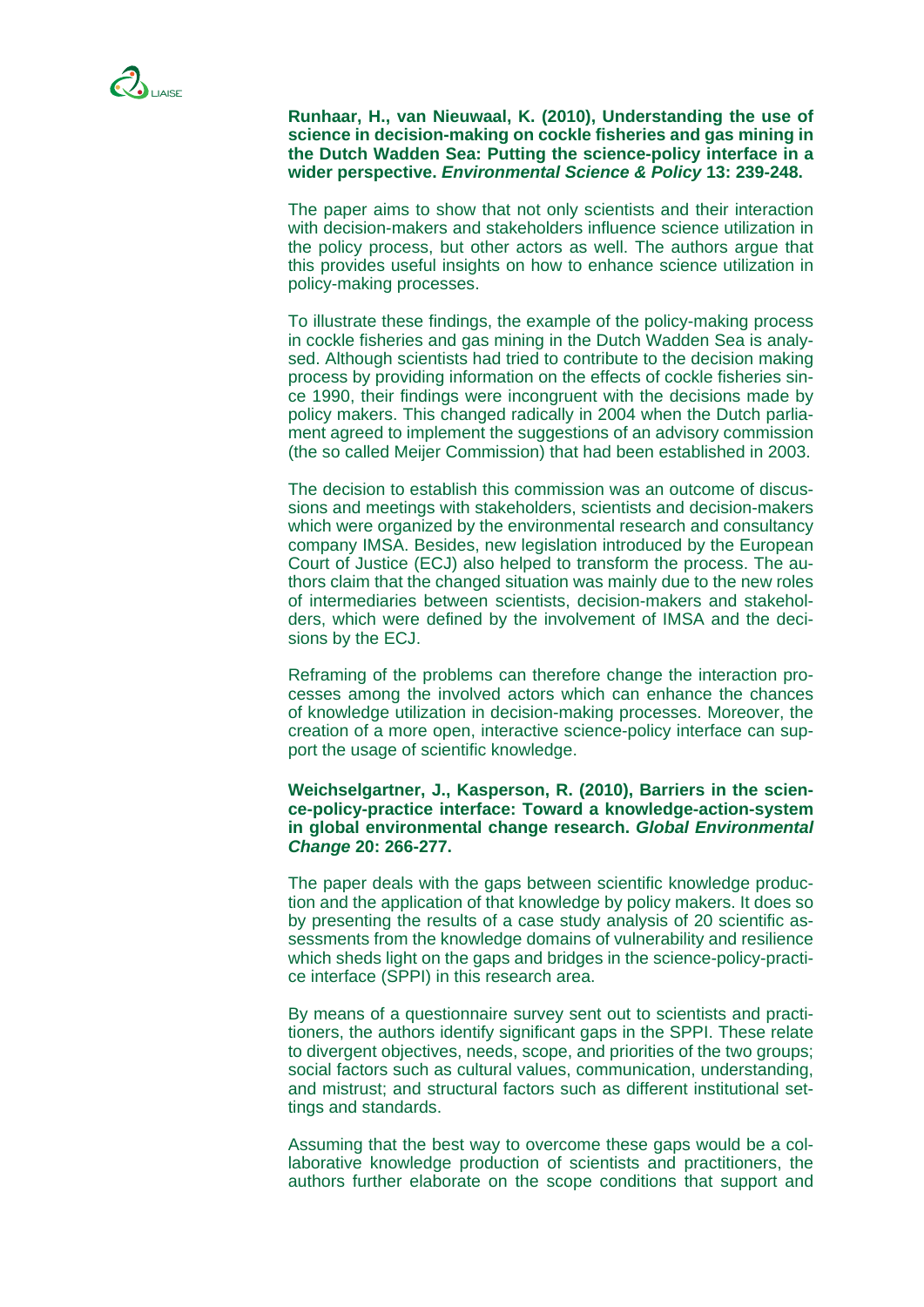**Runhaar, H., van Nieuwaal, K. (2010), Understanding the use of science in decision-making on cockle fisheries and gas mining in the Dutch Wadden Sea: Putting the science-policy interface in a wider perspective. *Environmental Science & Policy* 13: 239-248.**

The paper aims to show that not only scientists and their interaction with decision-makers and stakeholders influence science utilization in the policy process, but other actors as well. The authors argue that this provides useful insights on how to enhance science utilization in policy-making processes.

To illustrate these findings, the example of the policy-making process in cockle fisheries and gas mining in the Dutch Wadden Sea is analysed. Although scientists had tried to contribute to the decision making process by providing information on the effects of cockle fisheries since 1990, their findings were incongruent with the decisions made by policy makers. This changed radically in 2004 when the Dutch parliament agreed to implement the suggestions of an advisory commission (the so called Meijer Commission) that had been established in 2003.

The decision to establish this commission was an outcome of discussions and meetings with stakeholders, scientists and decision-makers which were organized by the environmental research and consultancy company IMSA. Besides, new legislation introduced by the European Court of Justice (ECJ) also helped to transform the process. The authors claim that the changed situation was mainly due to the new roles of intermediaries between scientists, decision-makers and stakeholders, which were defined by the involvement of IMSA and the decisions by the ECJ.

Reframing of the problems can therefore change the interaction processes among the involved actors which can enhance the chances of knowledge utilization in decision-making processes. Moreover, the creation of a more open, interactive science-policy interface can support the usage of scientific knowledge.

**Weichselgartner, J., Kasperson, R. (2010), Barriers in the science-policy-practice interface: Toward a knowledge-action-system in global environmental change research. *Global Environmental Change* 20: 266-277.**

The paper deals with the gaps between scientific knowledge production and the application of that knowledge by policy makers. It does so by presenting the results of a case study analysis of 20 scientific assessments from the knowledge domains of vulnerability and resilience which sheds light on the gaps and bridges in the science-policy-practice interface (SPPI) in this research area.

By means of a questionnaire survey sent out to scientists and practitioners, the authors identify significant gaps in the SPPI. These relate to divergent objectives, needs, scope, and priorities of the two groups; social factors such as cultural values, communication, understanding, and mistrust; and structural factors such as different institutional settings and standards.

Assuming that the best way to overcome these gaps would be a collaborative knowledge production of scientists and practitioners, the authors further elaborate on the scope conditions that support and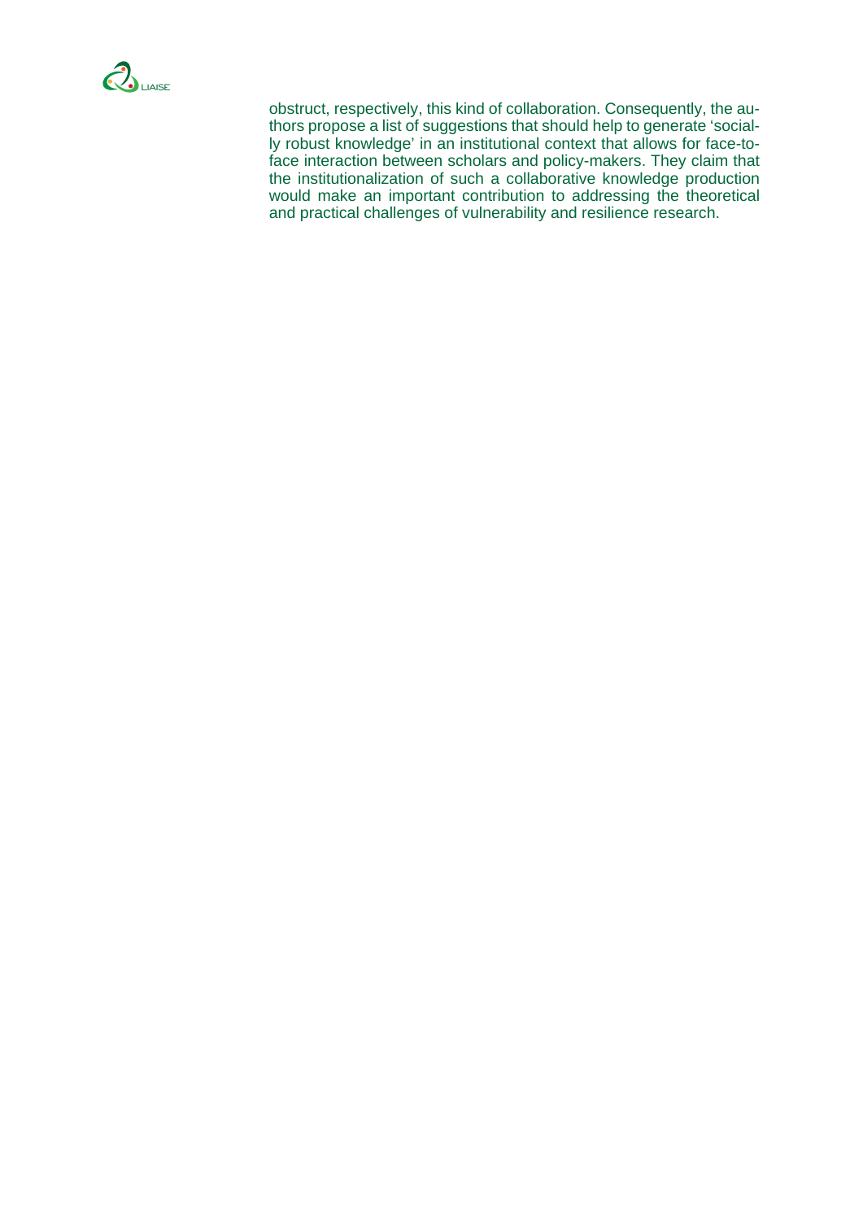obstruct, respectively, this kind of collaboration. Consequently, the authors propose a list of suggestions that should help to generate 'socially robust knowledge' in an institutional context that allows for face-to-face interaction between scholars and policy-makers. They claim that the institutionalization of such a collaborative knowledge production would make an important contribution to addressing the theoretical and practical challenges of vulnerability and resilience research.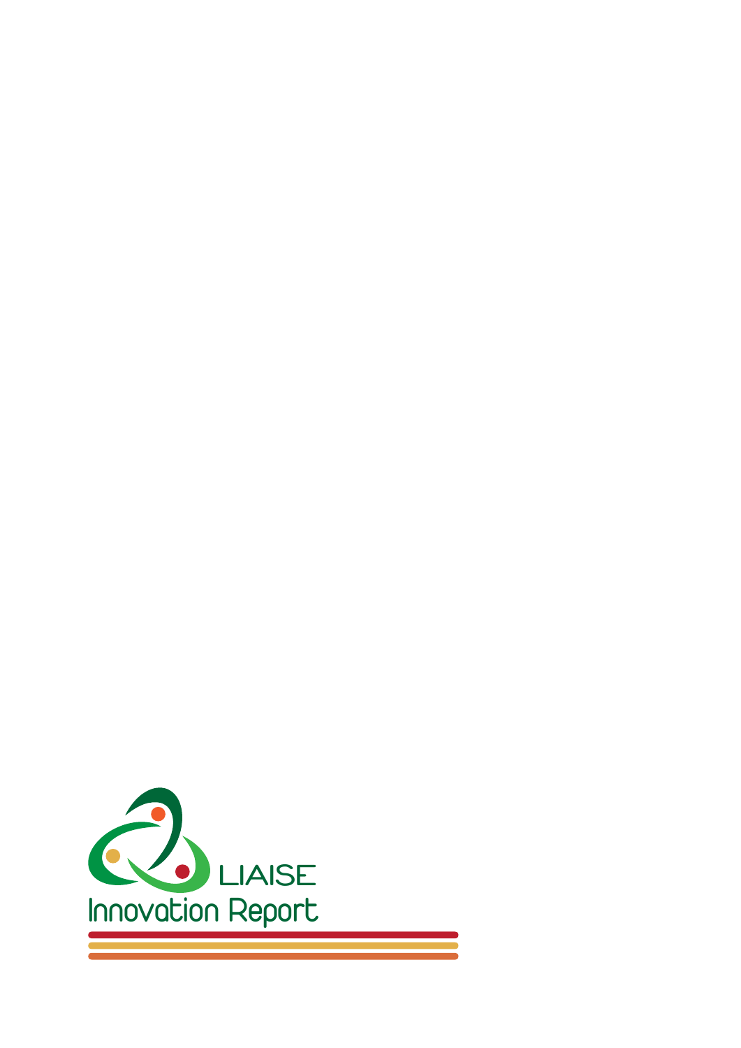LIAISE

Innovation Report